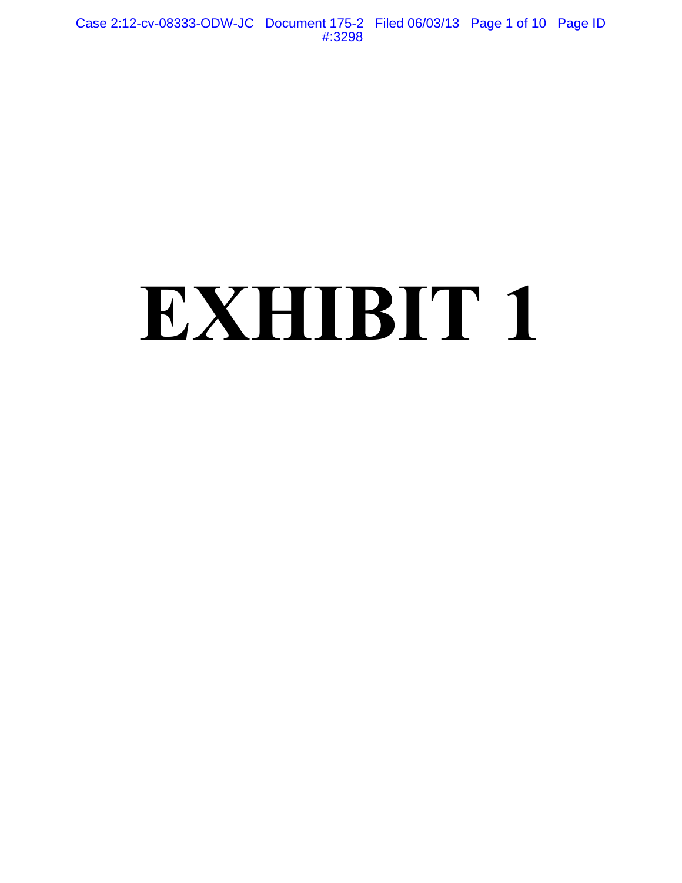# EXHIBIT 1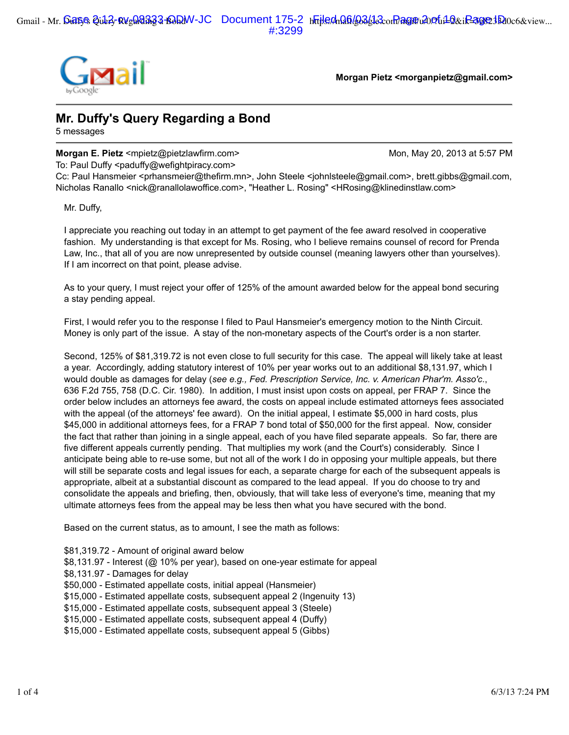Morgan Pietz <morganpietz@gmail.com>

# Mr. Duffy's Query Regarding a Bond

5 messages

**Morgan E. Pietz** <mpietz@pietzlawfirm.com> Mon, May 20, 2013 at 5:57 PM
To: Paul Duffy <paduffy@wefightpiracy.com>
Cc: Paul Hansmeier <prhansmeier@thefirm.mn>, John Steele <johnlsteele@gmail.com>, brett.gibbs@gmail.com, Nicholas Ranallo <nick@ranallolawoffice.com>, "Heather L. Rosing" <HRosing@klinedinstlaw.com>

Mr. Duffy,

I appreciate you reaching out today in an attempt to get payment of the fee award resolved in cooperative fashion. My understanding is that except for Ms. Rosing, who I believe remains counsel of record for Prenda Law, Inc., that all of you are now unrepresented by outside counsel (meaning lawyers other than yourselves). If I am incorrect on that point, please advise.

As to your query, I must reject your offer of 125% of the amount awarded below for the appeal bond securing a stay pending appeal.

First, I would refer you to the response I filed to Paul Hansmeier's emergency motion to the Ninth Circuit. Money is only part of the issue. A stay of the non-monetary aspects of the Court's order is a non starter.

Second, 125% of $81,319.72 is not even close to full security for this case. The appeal will likely take at least a year. Accordingly, adding statutory interest of 10% per year works out to an additional $8,131.97, which I would double as damages for delay (*see e.g., Fed. Prescription Service, Inc. v. American Phar'm. Asso'c.*, 636 F.2d 755, 758 (D.C. Cir. 1980). In addition, I must insist upon costs on appeal, per FRAP 7. Since the order below includes an attorneys fee award, the costs on appeal include estimated attorneys fees associated with the appeal (of the attorneys' fee award). On the initial appeal, I estimate $5,000 in hard costs, plus $45,000 in additional attorneys fees, for a FRAP 7 bond total of $50,000 for the first appeal. Now, consider the fact that rather than joining in a single appeal, each of you have filed separate appeals. So far, there are five different appeals currently pending. That multiplies my work (and the Court's) considerably. Since I anticipate being able to re-use some, but not all of the work I do in opposing your multiple appeals, but there will still be separate costs and legal issues for each, a separate charge for each of the subsequent appeals is appropriate, albeit at a substantial discount as compared to the lead appeal. If you do choose to try and consolidate the appeals and briefing, then, obviously, that will take less of everyone's time, meaning that my ultimate attorneys fees from the appeal may be less then what you have secured with the bond.

Based on the current status, as to amount, I see the math as follows:

$81,319.72 - Amount of original award below
$8,131.97 - Interest (@ 10% per year), based on one-year estimate for appeal
$8,131.97 - Damages for delay
$50,000 - Estimated appellate costs, initial appeal (Hansmeier)
$15,000 - Estimated appellate costs, subsequent appeal 2 (Ingenuity 13)
$15,000 - Estimated appellate costs, subsequent appeal 3 (Steele)
$15,000 - Estimated appellate costs, subsequent appeal 4 (Duffy)
$15,000 - Estimated appellate costs, subsequent appeal 5 (Gibbs)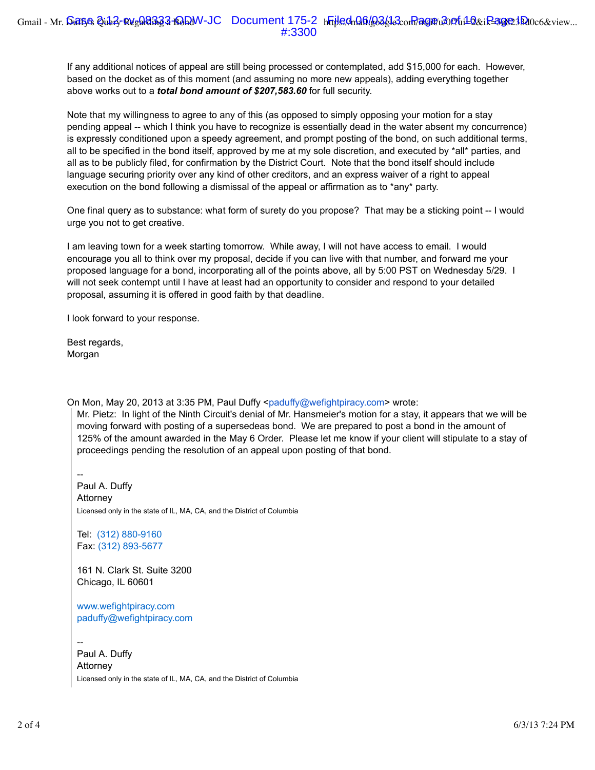If any additional notices of appeal are still being processed or contemplated, add $15,000 for each. However, based on the docket as of this moment (and assuming no more new appeals), adding everything together above works out to a ***total bond amount of $207,583.60*** for full security.

Note that my willingness to agree to any of this (as opposed to simply opposing your motion for a stay pending appeal -- which I think you have to recognize is essentially dead in the water absent my concurrence) is expressly conditioned upon a speedy agreement, and prompt posting of the bond, on such additional terms, all to be specified in the bond itself, approved by me at my sole discretion, and executed by *all* parties, and all as to be publicly filed, for confirmation by the District Court. Note that the bond itself should include language securing priority over any kind of other creditors, and an express waiver of a right to appeal execution on the bond following a dismissal of the appeal or affirmation as to *any* party.

One final query as to substance: what form of surety do you propose? That may be a sticking point -- I would urge you not to get creative.

I am leaving town for a week starting tomorrow. While away, I will not have access to email. I would encourage you all to think over my proposal, decide if you can live with that number, and forward me your proposed language for a bond, incorporating all of the points above, all by 5:00 PST on Wednesday 5/29. I will not seek contempt until I have at least had an opportunity to consider and respond to your detailed proposal, assuming it is offered in good faith by that deadline.

I look forward to your response.

Best regards,
Morgan

On Mon, May 20, 2013 at 3:35 PM, Paul Duffy <paduffy@wefightpiracy.com> wrote:

> Mr. Pietz: In light of the Ninth Circuit's denial of Mr. Hansmeier's motion for a stay, it appears that we will be moving forward with posting of a supersedeas bond. We are prepared to post a bond in the amount of 125% of the amount awarded in the May 6 Order. Please let me know if your client will stipulate to a stay of proceedings pending the resolution of an appeal upon posting of that bond.
>
> --
> Paul A. Duffy
> Attorney
> Licensed only in the state of IL, MA, CA, and the District of Columbia
>
> Tel: (312) 880-9160
> Fax: (312) 893-5677
>
> 161 N. Clark St. Suite 3200
> Chicago, IL 60601
>
> www.wefightpiracy.com
> paduffy@wefightpiracy.com
>
> --
> Paul A. Duffy
> Attorney
> Licensed only in the state of IL, MA, CA, and the District of Columbia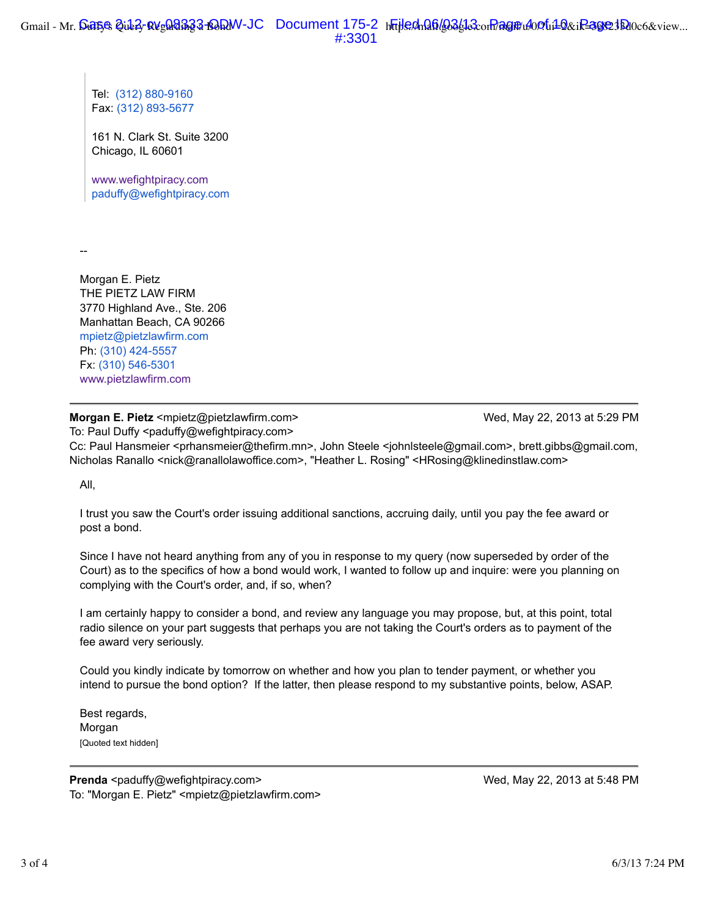Tel: (312) 880-9160
Fax: (312) 893-5677

161 N. Clark St. Suite 3200
Chicago, IL 60601

www.wefightpiracy.com
paduffy@wefightpiracy.com

--

Morgan E. Pietz
THE PIETZ LAW FIRM
3770 Highland Ave., Ste. 206
Manhattan Beach, CA 90266
mpietz@pietzlawfirm.com
Ph: (310) 424-5557
Fx: (310) 546-5301
www.pietzlawfirm.com

---

**Morgan E. Pietz** <mpietz@pietzlawfirm.com> Wed, May 22, 2013 at 5:29 PM
To: Paul Duffy <paduffy@wefightpiracy.com>
Cc: Paul Hansmeier <prhansmeier@thefirm.mn>, John Steele <johnlsteele@gmail.com>, brett.gibbs@gmail.com, Nicholas Ranallo <nick@ranallolawoffice.com>, "Heather L. Rosing" <HRosing@klinedinstlaw.com>

All,

I trust you saw the Court's order issuing additional sanctions, accruing daily, until you pay the fee award or post a bond.

Since I have not heard anything from any of you in response to my query (now superseded by order of the Court) as to the specifics of how a bond would work, I wanted to follow up and inquire: were you planning on complying with the Court's order, and, if so, when?

I am certainly happy to consider a bond, and review any language you may propose, but, at this point, total radio silence on your part suggests that perhaps you are not taking the Court's orders as to payment of the fee award very seriously.

Could you kindly indicate by tomorrow on whether and how you plan to tender payment, or whether you intend to pursue the bond option? If the latter, then please respond to my substantive points, below, ASAP.

Best regards,
Morgan
[Quoted text hidden]

---

**Prenda** <paduffy@wefightpiracy.com> Wed, May 22, 2013 at 5:48 PM
To: "Morgan E. Pietz" <mpietz@pietzlawfirm.com>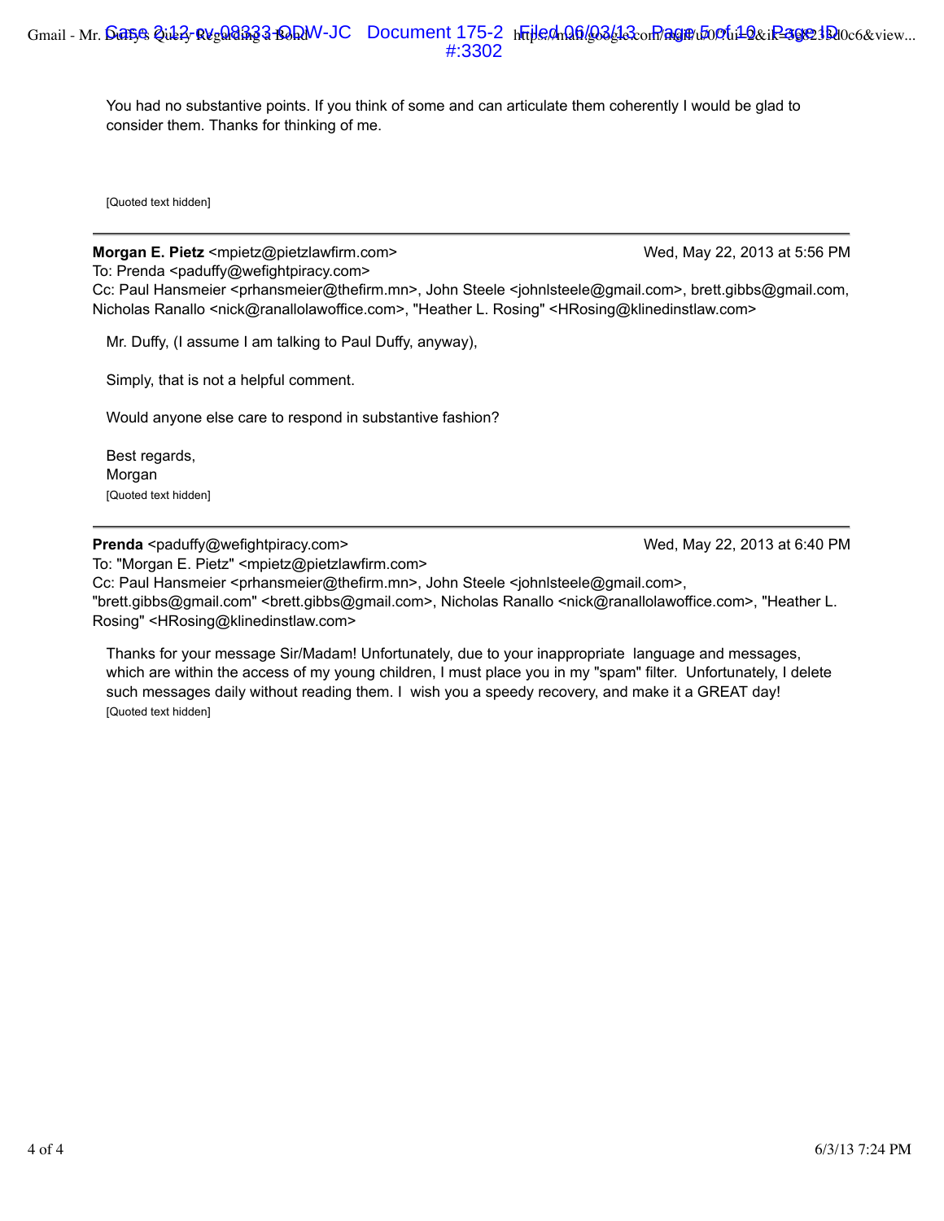You had no substantive points. If you think of some and can articulate them coherently I would be glad to consider them. Thanks for thinking of me.

[Quoted text hidden]

---

**Morgan E. Pietz** <mpietz@pietzlawfirm.com> Wed, May 22, 2013 at 5:56 PM
To: Prenda <paduffy@wefightpiracy.com>
Cc: Paul Hansmeier <prhansmeier@thefirm.mn>, John Steele <johnlsteele@gmail.com>, brett.gibbs@gmail.com, Nicholas Ranallo <nick@ranallolawoffice.com>, "Heather L. Rosing" <HRosing@klinedinstlaw.com>

Mr. Duffy, (I assume I am talking to Paul Duffy, anyway),

Simply, that is not a helpful comment.

Would anyone else care to respond in substantive fashion?

Best regards,
Morgan
[Quoted text hidden]

---

**Prenda** <paduffy@wefightpiracy.com> Wed, May 22, 2013 at 6:40 PM
To: "Morgan E. Pietz" <mpietz@pietzlawfirm.com>
Cc: Paul Hansmeier <prhansmeier@thefirm.mn>, John Steele <johnlsteele@gmail.com>, "brett.gibbs@gmail.com" <brett.gibbs@gmail.com>, Nicholas Ranallo <nick@ranallolawoffice.com>, "Heather L. Rosing" <HRosing@klinedinstlaw.com>

Thanks for your message Sir/Madam! Unfortunately, due to your inappropriate language and messages, which are within the access of my young children, I must place you in my "spam" filter. Unfortunately, I delete such messages daily without reading them. I wish you a speedy recovery, and make it a GREAT day!
[Quoted text hidden]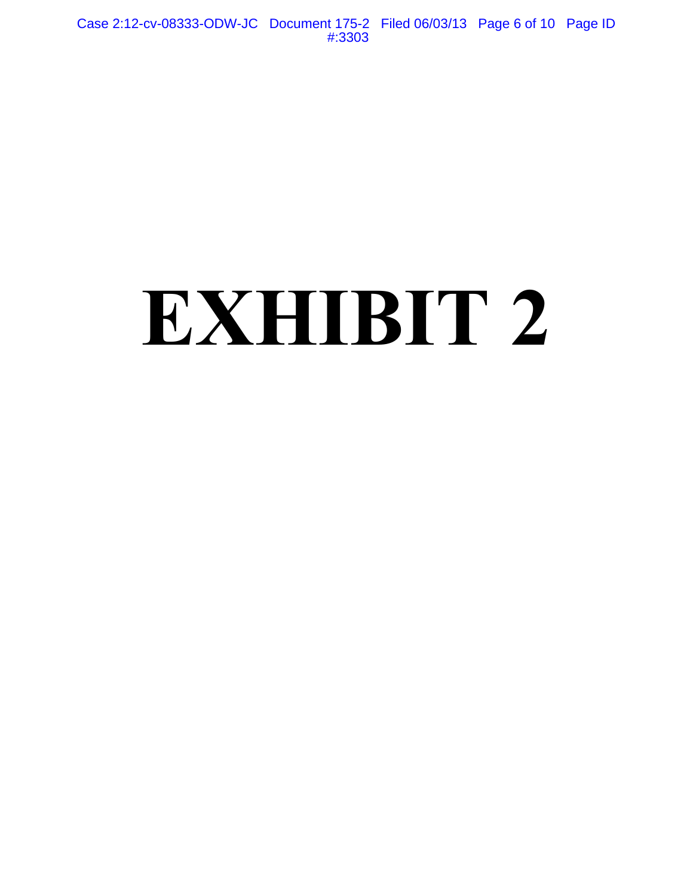# EXHIBIT 2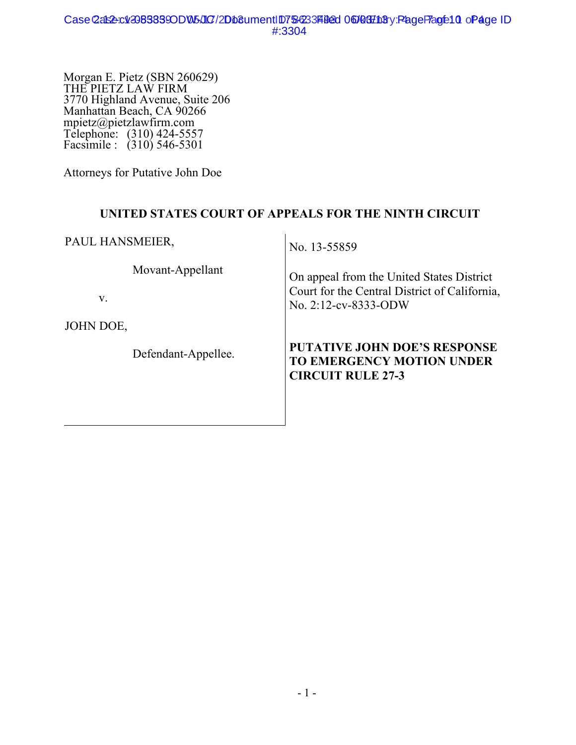Morgan E. Pietz (SBN 260629)
THE PIETZ LAW FIRM
3770 Highland Avenue, Suite 206
Manhattan Beach, CA 90266
mpietz@pietzlawfirm.com
Telephone: (310) 424-5557
Facsimile : (310) 546-5301

Attorneys for Putative John Doe

**UNITED STATES COURT OF APPEALS FOR THE NINTH CIRCUIT**

PAUL HANSMEIER,

Movant-Appellant

v.

JOHN DOE,

Defendant-Appellee.

No. 13-55859

On appeal from the United States District Court for the Central District of California, No. 2:12-cv-8333-ODW

**PUTATIVE JOHN DOE'S RESPONSE TO EMERGENCY MOTION UNDER CIRCUIT RULE 27-3**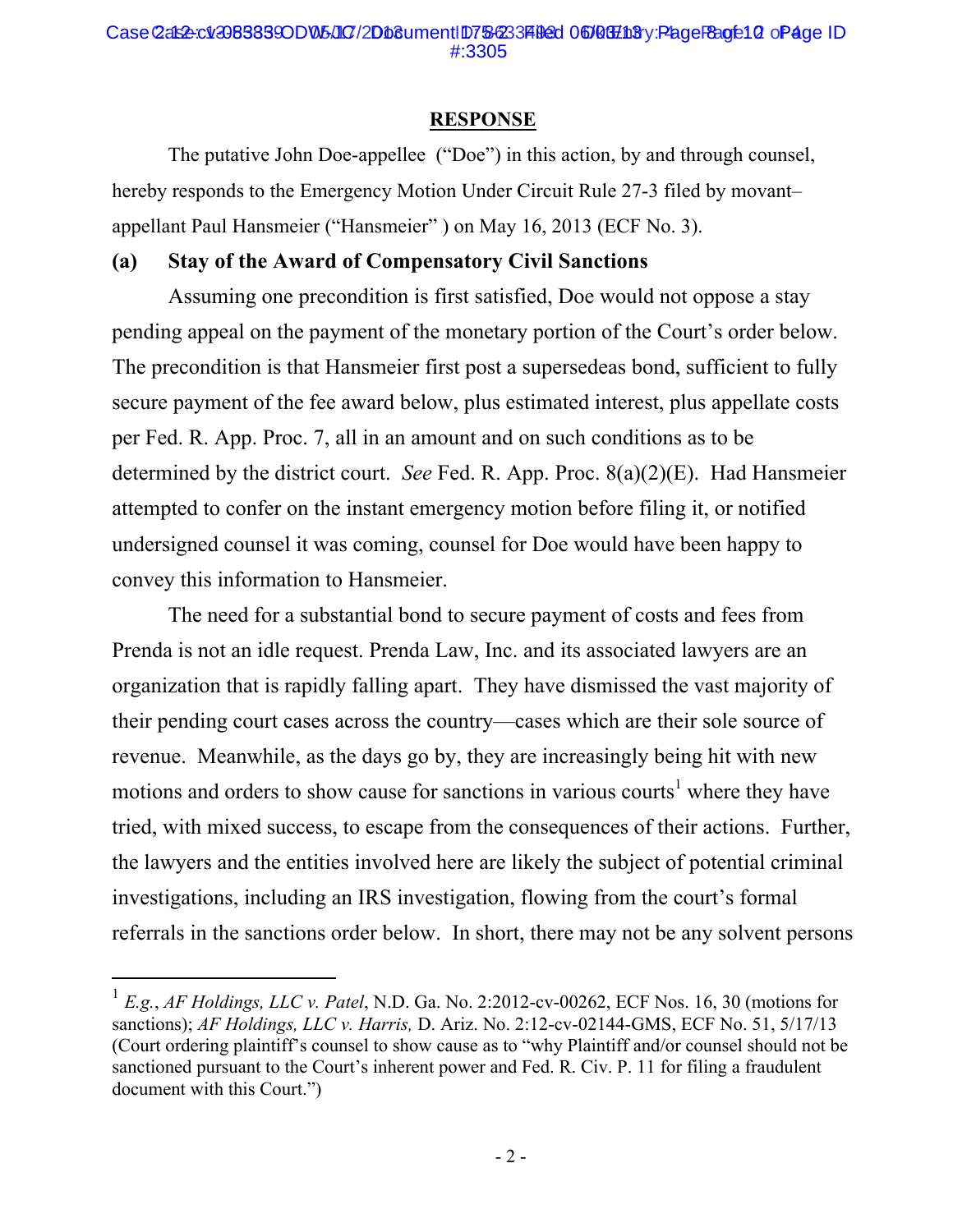## RESPONSE

The putative John Doe-appellee ("Doe") in this action, by and through counsel, hereby responds to the Emergency Motion Under Circuit Rule 27-3 filed by movant–appellant Paul Hansmeier ("Hansmeier" ) on May 16, 2013 (ECF No. 3).

### (a) Stay of the Award of Compensatory Civil Sanctions

Assuming one precondition is first satisfied, Doe would not oppose a stay pending appeal on the payment of the monetary portion of the Court's order below. The precondition is that Hansmeier first post a supersedeas bond, sufficient to fully secure payment of the fee award below, plus estimated interest, plus appellate costs per Fed. R. App. Proc. 7, all in an amount and on such conditions as to be determined by the district court. *See* Fed. R. App. Proc. 8(a)(2)(E). Had Hansmeier attempted to confer on the instant emergency motion before filing it, or notified undersigned counsel it was coming, counsel for Doe would have been happy to convey this information to Hansmeier.

The need for a substantial bond to secure payment of costs and fees from Prenda is not an idle request. Prenda Law, Inc. and its associated lawyers are an organization that is rapidly falling apart. They have dismissed the vast majority of their pending court cases across the country—cases which are their sole source of revenue. Meanwhile, as the days go by, they are increasingly being hit with new motions and orders to show cause for sanctions in various courts[1] where they have tried, with mixed success, to escape from the consequences of their actions. Further, the lawyers and the entities involved here are likely the subject of potential criminal investigations, including an IRS investigation, flowing from the court's formal referrals in the sanctions order below. In short, there may not be any solvent persons

[1] *E.g.*, *AF Holdings, LLC v. Patel*, N.D. Ga. No. 2:2012-cv-00262, ECF Nos. 16, 30 (motions for sanctions); *AF Holdings, LLC v. Harris,* D. Ariz. No. 2:12-cv-02144-GMS, ECF No. 51, 5/17/13 (Court ordering plaintiff's counsel to show cause as to "why Plaintiff and/or counsel should not be sanctioned pursuant to the Court's inherent power and Fed. R. Civ. P. 11 for filing a fraudulent document with this Court.")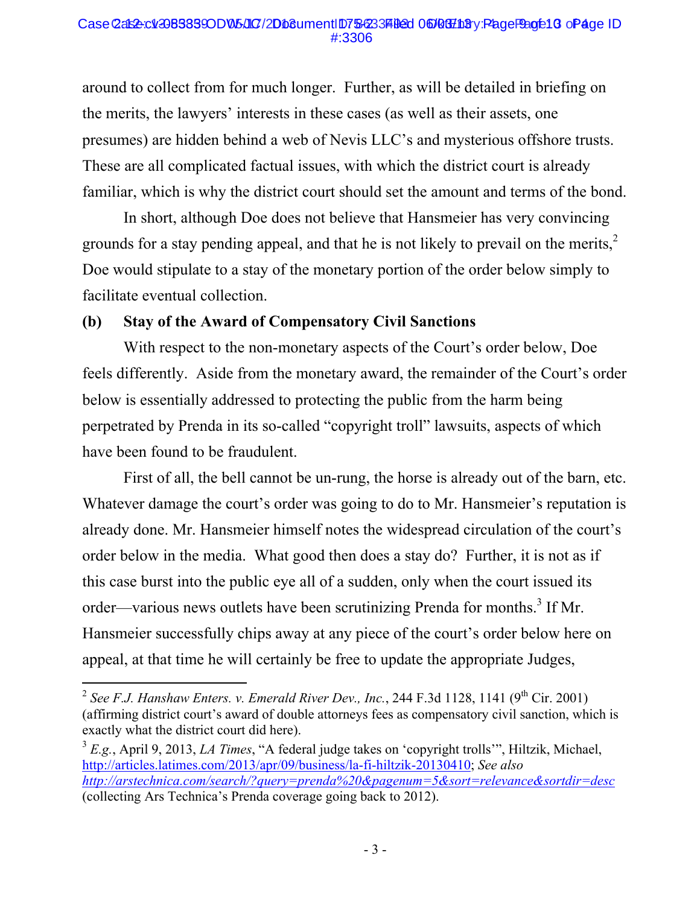around to collect from for much longer. Further, as will be detailed in briefing on the merits, the lawyers' interests in these cases (as well as their assets, one presumes) are hidden behind a web of Nevis LLC's and mysterious offshore trusts. These are all complicated factual issues, with which the district court is already familiar, which is why the district court should set the amount and terms of the bond.

In short, although Doe does not believe that Hansmeier has very convincing grounds for a stay pending appeal, and that he is not likely to prevail on the merits,[2] Doe would stipulate to a stay of the monetary portion of the order below simply to facilitate eventual collection.

**(b) Stay of the Award of Compensatory Civil Sanctions**

With respect to the non-monetary aspects of the Court's order below, Doe feels differently. Aside from the monetary award, the remainder of the Court's order below is essentially addressed to protecting the public from the harm being perpetrated by Prenda in its so-called "copyright troll" lawsuits, aspects of which have been found to be fraudulent.

First of all, the bell cannot be un-rung, the horse is already out of the barn, etc. Whatever damage the court's order was going to do to Mr. Hansmeier's reputation is already done. Mr. Hansmeier himself notes the widespread circulation of the court's order below in the media. What good then does a stay do? Further, it is not as if this case burst into the public eye all of a sudden, only when the court issued its order—various news outlets have been scrutinizing Prenda for months.[3] If Mr. Hansmeier successfully chips away at any piece of the court's order below here on appeal, at that time he will certainly be free to update the appropriate Judges,

---

[2] *See F.J. Hanshaw Enters. v. Emerald River Dev., Inc.*, 244 F.3d 1128, 1141 (9th Cir. 2001) (affirming district court's award of double attorneys fees as compensatory civil sanction, which is exactly what the district court did here).

[3] *E.g.*, April 9, 2013, *LA Times*, "A federal judge takes on 'copyright trolls'", Hiltzik, Michael, http://articles.latimes.com/2013/apr/09/business/la-fi-hiltzik-20130410; *See also http://arstechnica.com/search/?query=prenda%20&pagenum=5&sort=relevance&sortdir=desc* (collecting Ars Technica's Prenda coverage going back to 2012).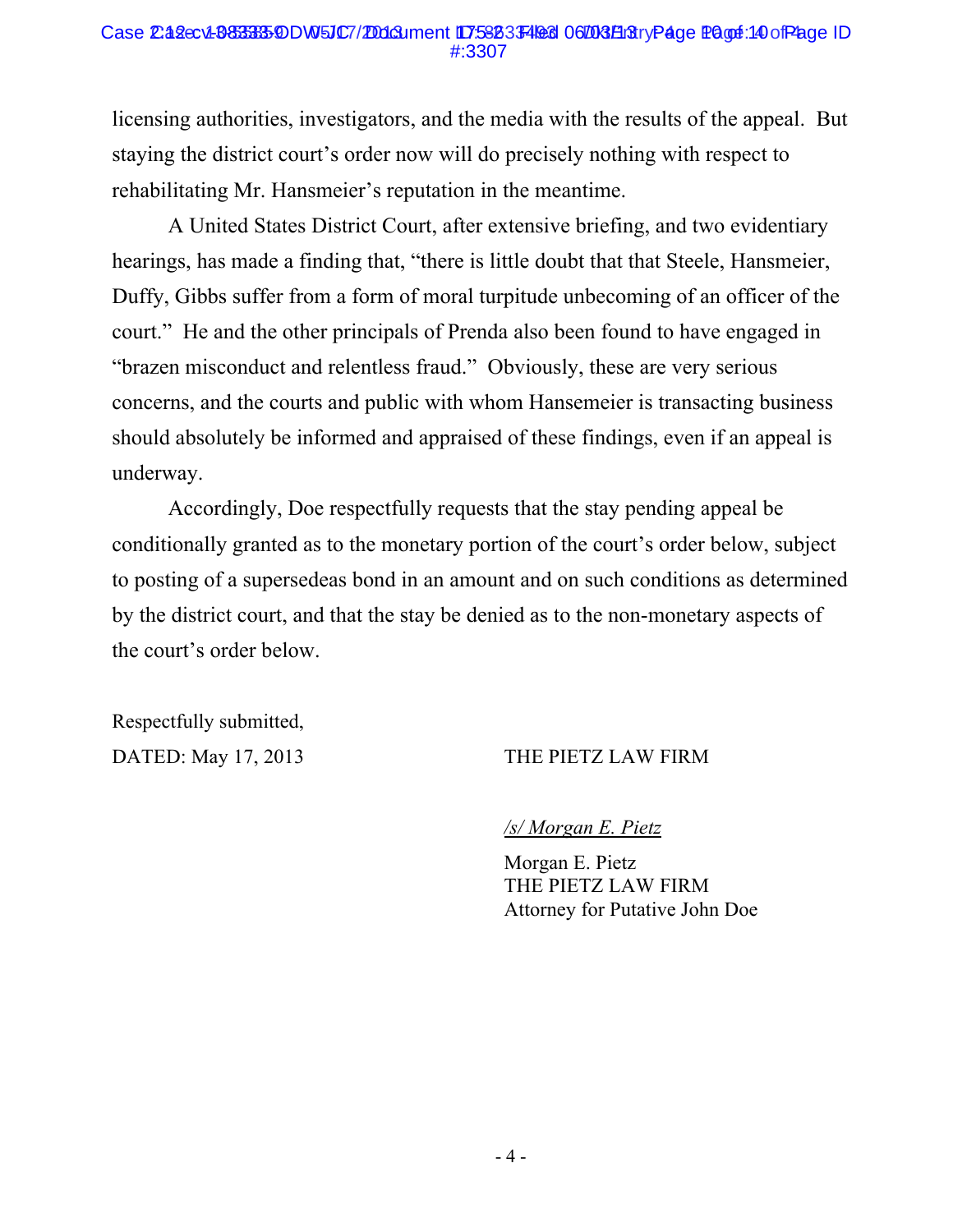licensing authorities, investigators, and the media with the results of the appeal. But staying the district court's order now will do precisely nothing with respect to rehabilitating Mr. Hansmeier's reputation in the meantime.

A United States District Court, after extensive briefing, and two evidentiary hearings, has made a finding that, "there is little doubt that that Steele, Hansmeier, Duffy, Gibbs suffer from a form of moral turpitude unbecoming of an officer of the court." He and the other principals of Prenda also been found to have engaged in "brazen misconduct and relentless fraud." Obviously, these are very serious concerns, and the courts and public with whom Hansemeier is transacting business should absolutely be informed and appraised of these findings, even if an appeal is underway.

Accordingly, Doe respectfully requests that the stay pending appeal be conditionally granted as to the monetary portion of the court's order below, subject to posting of a supersedeas bond in an amount and on such conditions as determined by the district court, and that the stay be denied as to the non-monetary aspects of the court's order below.

Respectfully submitted,

DATED: May 17, 2013

THE PIETZ LAW FIRM

/s/ Morgan E. Pietz

Morgan E. Pietz
THE PIETZ LAW FIRM
Attorney for Putative John Doe